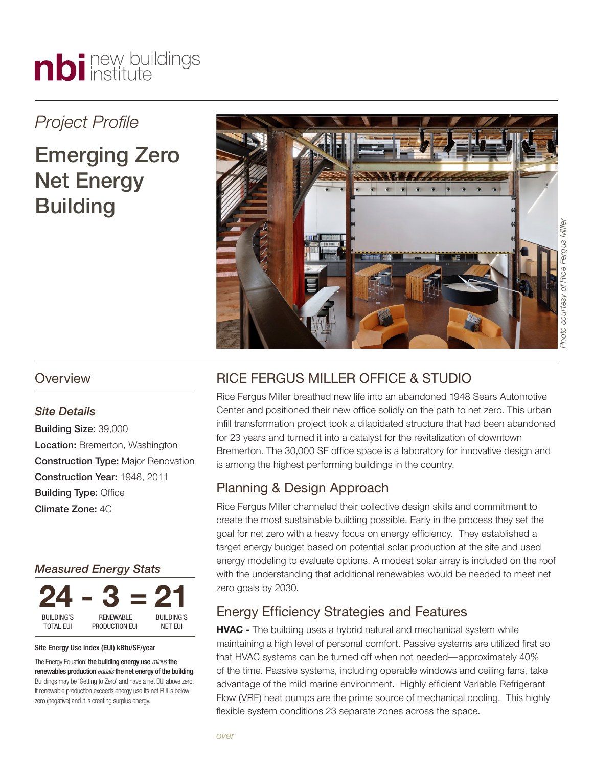nbi new buildings institute

*Project Profile*

# Emerging Zero Net Energy Building

*Photo courtesy of Rice Fergus Miller*

## Overview

### *Site Details*

**Building Size:** 39,000
**Location:** Bremerton, Washington
**Construction Type:** Major Renovation
**Construction Year:** 1948, 2011
**Building Type:** Office
**Climate Zone:** 4C

### *Measured Energy Stats*

| 24 | - | 3 | = | 21 |
|---|---|---|---|---|
| BUILDING'S TOTAL EUI | | RENEWABLE PRODUCTION EUI | | BUILDING'S NET EUI |

Site Energy Use Index (EUI) kBtu/SF/year

The Energy Equation: **the building energy use** *minus* **the renewables production** *equals* **the net energy of the building**. Buildings may be 'Getting to Zero' and have a net EUI above zero. If renewable production exceeds energy use its net EUI is below zero (negative) and it is creating surplus energy.

## RICE FERGUS MILLER OFFICE & STUDIO

Rice Fergus Miller breathed new life into an abandoned 1948 Sears Automotive Center and positioned their new office solidly on the path to net zero. This urban infill transformation project took a dilapidated structure that had been abandoned for 23 years and turned it into a catalyst for the revitalization of downtown Bremerton. The 30,000 SF office space is a laboratory for innovative design and is among the highest performing buildings in the country.

## Planning & Design Approach

Rice Fergus Miller channeled their collective design skills and commitment to create the most sustainable building possible. Early in the process they set the goal for net zero with a heavy focus on energy efficiency. They established a target energy budget based on potential solar production at the site and used energy modeling to evaluate options. A modest solar array is included on the roof with the understanding that additional renewables would be needed to meet net zero goals by 2030.

## Energy Efficiency Strategies and Features

**HVAC -** The building uses a hybrid natural and mechanical system while maintaining a high level of personal comfort. Passive systems are utilized first so that HVAC systems can be turned off when not needed—approximately 40% of the time. Passive systems, including operable windows and ceiling fans, take advantage of the mild marine environment. Highly efficient Variable Refrigerant Flow (VRF) heat pumps are the prime source of mechanical cooling. This highly flexible system conditions 23 separate zones across the space.

*over*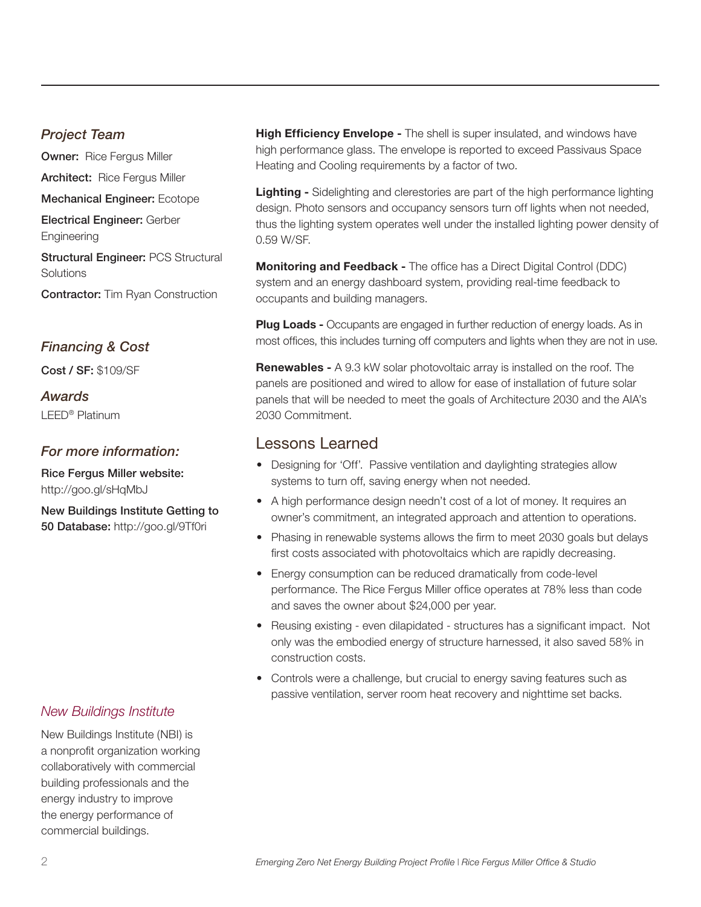### *Project Team*

**Owner:** Rice Fergus Miller

**Architect:** Rice Fergus Miller

**Mechanical Engineer:** Ecotope

**Electrical Engineer:** Gerber Engineering

**Structural Engineer:** PCS Structural Solutions

**Contractor:** Tim Ryan Construction

### *Financing & Cost*

**Cost / SF:** $109/SF

### *Awards*

LEED® Platinum

### *For more information:*

**Rice Fergus Miller website:** http://goo.gl/sHqMbJ

**New Buildings Institute Getting to 50 Database:** http://goo.gl/9Tf0ri

### *New Buildings Institute*

New Buildings Institute (NBI) is a nonprofit organization working collaboratively with commercial building professionals and the energy industry to improve the energy performance of commercial buildings.

**High Efficiency Envelope -** The shell is super insulated, and windows have high performance glass. The envelope is reported to exceed Passivaus Space Heating and Cooling requirements by a factor of two.

**Lighting -** Sidelighting and clerestories are part of the high performance lighting design. Photo sensors and occupancy sensors turn off lights when not needed, thus the lighting system operates well under the installed lighting power density of 0.59 W/SF.

**Monitoring and Feedback -** The office has a Direct Digital Control (DDC) system and an energy dashboard system, providing real-time feedback to occupants and building managers.

**Plug Loads -** Occupants are engaged in further reduction of energy loads. As in most offices, this includes turning off computers and lights when they are not in use.

**Renewables -** A 9.3 kW solar photovoltaic array is installed on the roof. The panels are positioned and wired to allow for ease of installation of future solar panels that will be needed to meet the goals of Architecture 2030 and the AIA's 2030 Commitment.

## Lessons Learned

- Designing for 'Off'. Passive ventilation and daylighting strategies allow systems to turn off, saving energy when not needed.
- A high performance design needn't cost of a lot of money. It requires an owner's commitment, an integrated approach and attention to operations.
- Phasing in renewable systems allows the firm to meet 2030 goals but delays first costs associated with photovoltaics which are rapidly decreasing.
- Energy consumption can be reduced dramatically from code-level performance. The Rice Fergus Miller office operates at 78% less than code and saves the owner about $24,000 per year.
- Reusing existing - even dilapidated - structures has a significant impact. Not only was the embodied energy of structure harnessed, it also saved 58% in construction costs.
- Controls were a challenge, but crucial to energy saving features such as passive ventilation, server room heat recovery and nighttime set backs.